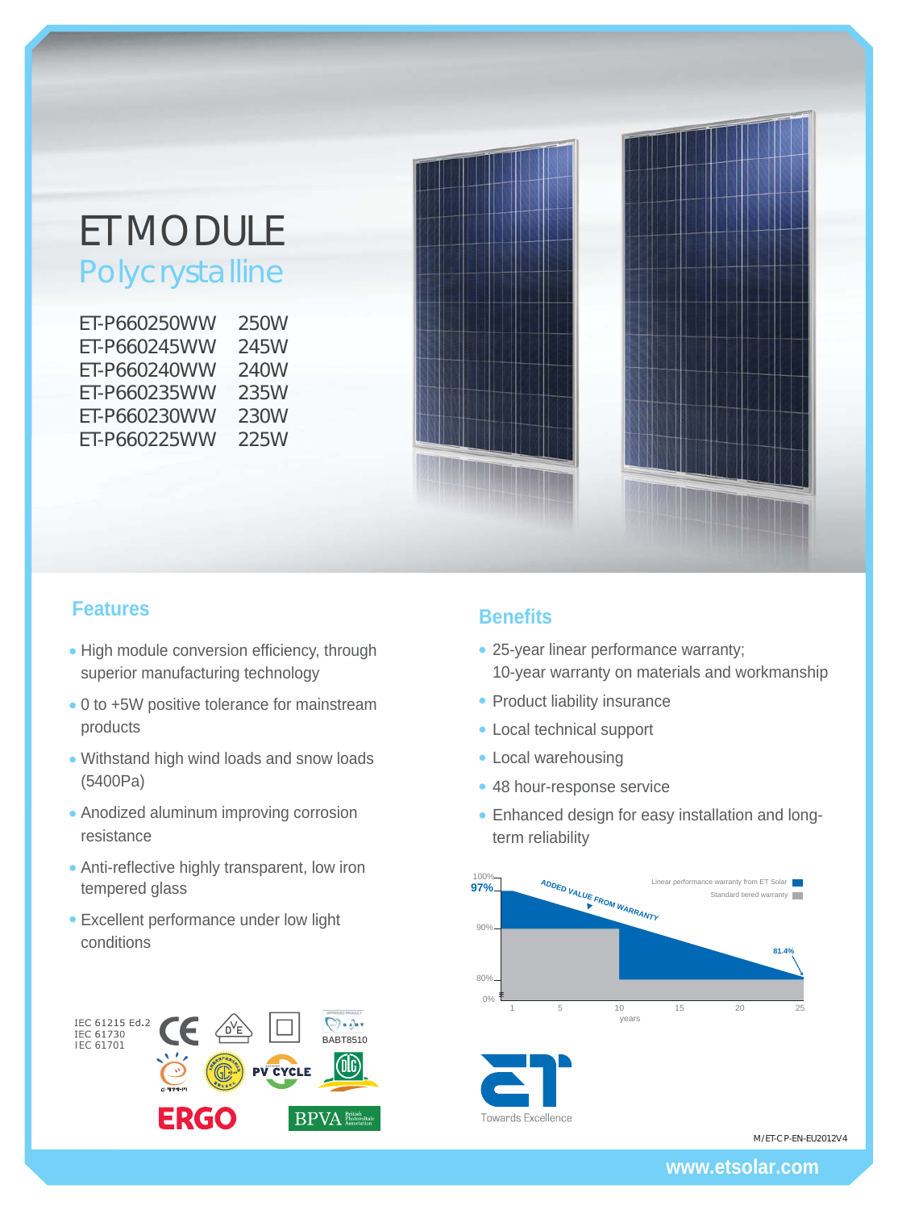# ET MODULE

## Polycrystalline

| | |
|---|---|
| ET-P660250WW | 250W |
| ET-P660245WW | 245W |
| ET-P660240WW | 240W |
| ET-P660235WW | 235W |
| ET-P660230WW | 230W |
| ET-P660225WW | 225W |

## Features

- High module conversion efficiency, through superior manufacturing technology
- 0 to +5W positive tolerance for mainstream products
- Withstand high wind loads and snow loads (5400Pa)
- Anodized aluminum improving corrosion resistance
- Anti-reflective highly transparent, low iron tempered glass
- Excellent performance under low light conditions

## Benefits

- 25-year linear performance warranty; 10-year warranty on materials and workmanship
- Product liability insurance
- Local technical support
- Local warehousing
- 48 hour-response service
- Enhanced design for easy installation and long-term reliability

100% 97% 90% 80% 0%

ADDED VALUE FROM WARRANTY

Linear performance warranty from ET Solar
Standard tiered warranty

81.4%

1 5 10 15 20 25
years

IEC 61215 Ed.2
IEC 61730
IEC 61701

BABT8510

PV CYCLE

ERGO

BPVA British Photovoltaic Association

Towards Excellence

M/ET-CP-EN-EU2012V4

www.etsolar.com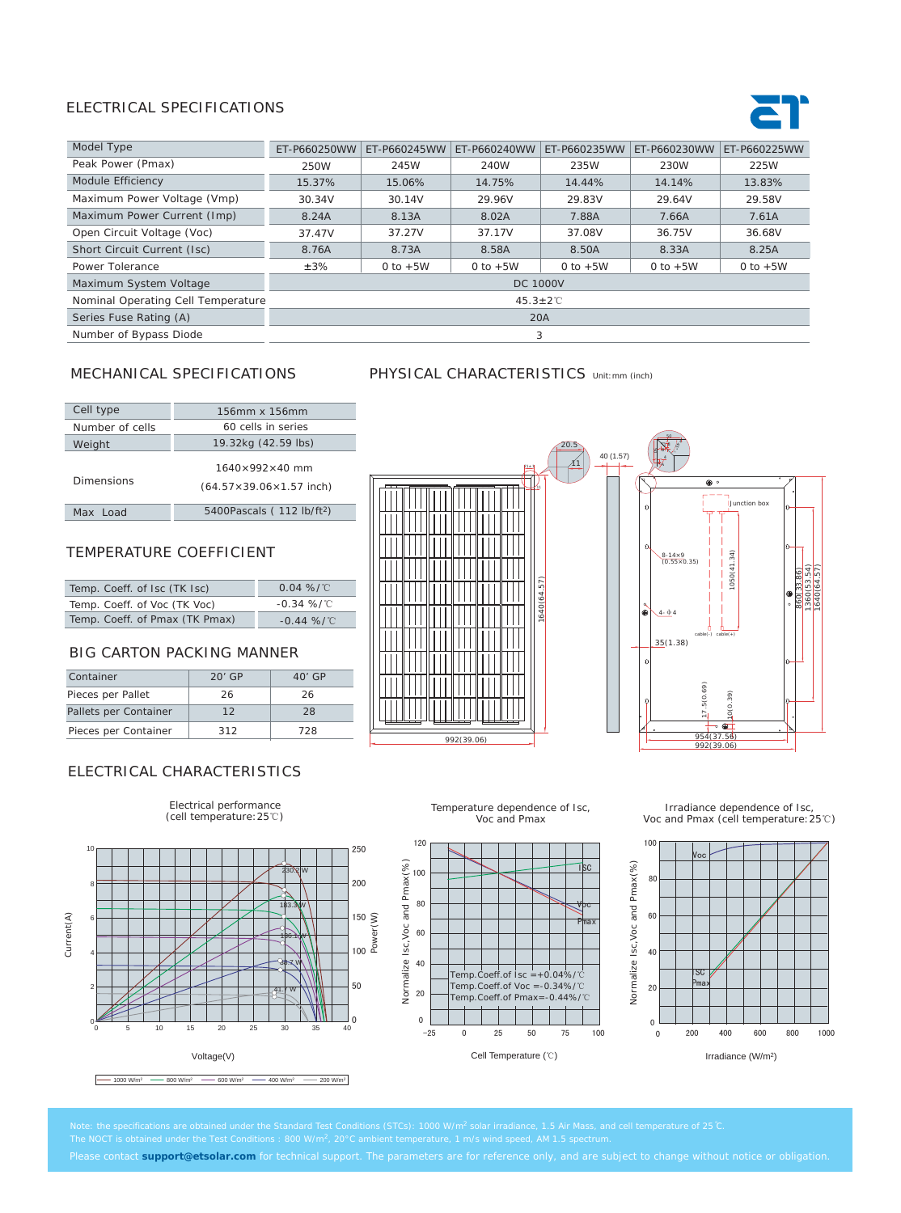## ELECTRICAL SPECIFICATIONS

| Model Type | ET-P660250WW | ET-P660245WW | ET-P660240WW | ET-P660235WW | ET-P660230WW | ET-P660225WW |
|---|---|---|---|---|---|---|
| Peak Power (Pmax) | 250W | 245W | 240W | 235W | 230W | 225W |
| Module Efficiency | 15.37% | 15.06% | 14.75% | 14.44% | 14.14% | 13.83% |
| Maximum Power Voltage (Vmp) | 30.34V | 30.14V | 29.96V | 29.83V | 29.64V | 29.58V |
| Maximum Power Current (Imp) | 8.24A | 8.13A | 8.02A | 7.88A | 7.66A | 7.61A |
| Open Circuit Voltage (Voc) | 37.47V | 37.27V | 37.17V | 37.08V | 36.75V | 36.68V |
| Short Circuit Current (Isc) | 8.76A | 8.73A | 8.58A | 8.50A | 8.33A | 8.25A |
| Power Tolerance | ±3% | 0 to +5W | 0 to +5W | 0 to +5W | 0 to +5W | 0 to +5W |
| Maximum System Voltage | DC 1000V | | | | | |
| Nominal Operating Cell Temperature | 45.3±2℃ | | | | | |
| Series Fuse Rating (A) | 20A | | | | | |
| Number of Bypass Diode | 3 | | | | | |

## MECHANICAL SPECIFICATIONS

| | |
|---|---|
| Cell type | 156mm x 156mm |
| Number of cells | 60 cells in series |
| Weight | 19.32kg (42.59 lbs) |
| Dimensions | 1640×992×40 mm (64.57×39.06×1.57 inch) |
| Max Load | 5400Pascals ( 112 lb/ft²) |

## PHYSICAL CHARACTERISTICS Unit:mm (inch)

20.5
11
40 (1.57)
Junction box
8-14×9 (0.55×0.35)
4- ϕ4
1050(41.34)
860(33.86)
1360(53.54)
1640(64.57)
35(1.38)
17.5(0.69)
10(0.39)
cable(-) cable(+)
992(39.06)
954(37.56)
992(39.06)

## TEMPERATURE COEFFICIENT

| | |
|---|---|
| Temp. Coeff. of Isc (TK Isc) | 0.04 %/℃ |
| Temp. Coeff. of Voc (TK Voc) | -0.34 %/℃ |
| Temp. Coeff. of Pmax (TK Pmax) | -0.44 %/℃ |

## BIG CARTON PACKING MANNER

| Container | 20' GP | 40' GP |
|---|---|---|
| Pieces per Pallet | 26 | 26 |
| Pallets per Container | 12 | 28 |
| Pieces per Container | 312 | 728 |

## ELECTRICAL CHARACTERISTICS

Electrical performance
(cell temperature:25℃)

Current(A)
Power(W)
Voltage(V)
250.2W
183.3W
136.1W
90.7W
41.7W
1000 W/m² 800 W/m² 600 W/m² 400 W/m² 200 W/m²

Temperature dependence of Isc, Voc and Pmax

Normalize Isc,Voc and Pmax(%)
Cell Temperature (℃)
ISC
Voc
Pmax
Temp.Coeff.of Isc =+0.04%/℃
Temp.Coeff.of Voc =-0.34%/℃
Temp.Coeff.of Pmax=-0.44%/℃

Irradiance dependence of Isc, Voc and Pmax (cell temperature:25℃)

Normalize Isc,Voc and Pmax(%)
Irradiance (W/m²)
Voc
ISC
Pmax

Note: the specifications are obtained under the Standard Test Conditions (STCs): 1000 W/m² solar irradiance, 1.5 Air Mass, and cell temperature of 25℃.
The NOCT is obtained under the Test Conditions : 800 W/m², 20°C ambient temperature, 1 m/s wind speed, AM 1.5 spectrum.

Please contact **support@etsolar.com** for technical support. The parameters are for reference only, and are subject to change without notice or obligation.